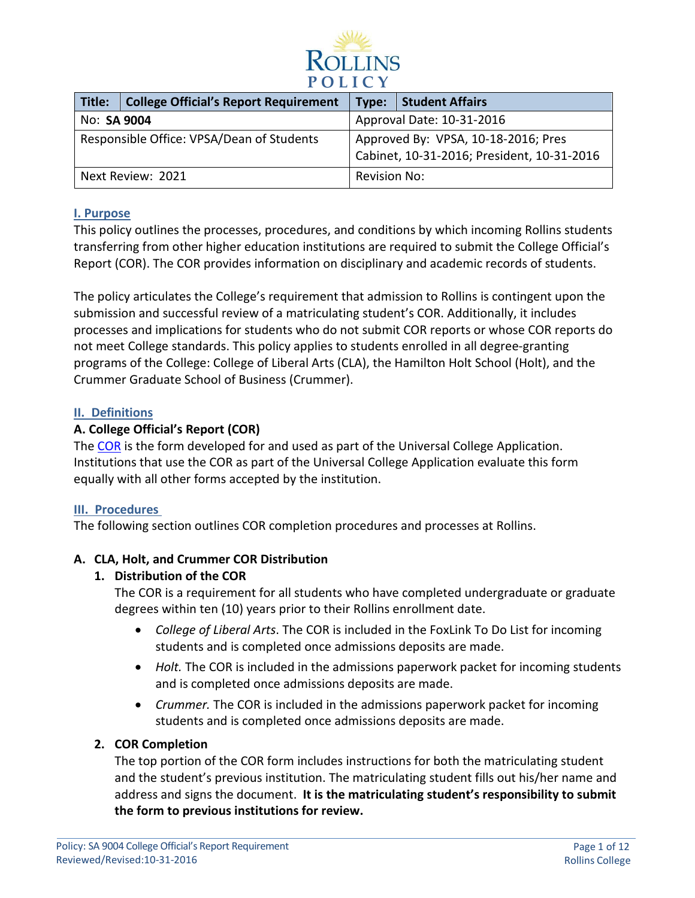ROLLINS POLICY

| Title: | College Official's Report Requirement | Type: | Student Affairs |
|---|---|---|---|
| No: **SA 9004** | | Approval Date: 10-31-2016 | |
| Responsible Office: VPSA/Dean of Students | | Approved By: VPSA, 10-18-2016; Pres Cabinet, 10-31-2016; President, 10-31-2016 | |
| Next Review: 2021 | | Revision No: | |

## I. Purpose

This policy outlines the processes, procedures, and conditions by which incoming Rollins students transferring from other higher education institutions are required to submit the College Official's Report (COR). The COR provides information on disciplinary and academic records of students.

The policy articulates the College's requirement that admission to Rollins is contingent upon the submission and successful review of a matriculating student's COR. Additionally, it includes processes and implications for students who do not submit COR reports or whose COR reports do not meet College standards. This policy applies to students enrolled in all degree-granting programs of the College: College of Liberal Arts (CLA), the Hamilton Holt School (Holt), and the Crummer Graduate School of Business (Crummer).

## II. Definitions

### A. College Official's Report (COR)

The COR is the form developed for and used as part of the Universal College Application. Institutions that use the COR as part of the Universal College Application evaluate this form equally with all other forms accepted by the institution.

## III. Procedures

The following section outlines COR completion procedures and processes at Rollins.

### A. CLA, Holt, and Crummer COR Distribution

#### 1. Distribution of the COR

The COR is a requirement for all students who have completed undergraduate or graduate degrees within ten (10) years prior to their Rollins enrollment date.

- *College of Liberal Arts*. The COR is included in the FoxLink To Do List for incoming students and is completed once admissions deposits are made.
- *Holt.* The COR is included in the admissions paperwork packet for incoming students and is completed once admissions deposits are made.
- *Crummer.* The COR is included in the admissions paperwork packet for incoming students and is completed once admissions deposits are made.

#### 2. COR Completion

The top portion of the COR form includes instructions for both the matriculating student and the student's previous institution. The matriculating student fills out his/her name and address and signs the document. **It is the matriculating student's responsibility to submit the form to previous institutions for review.**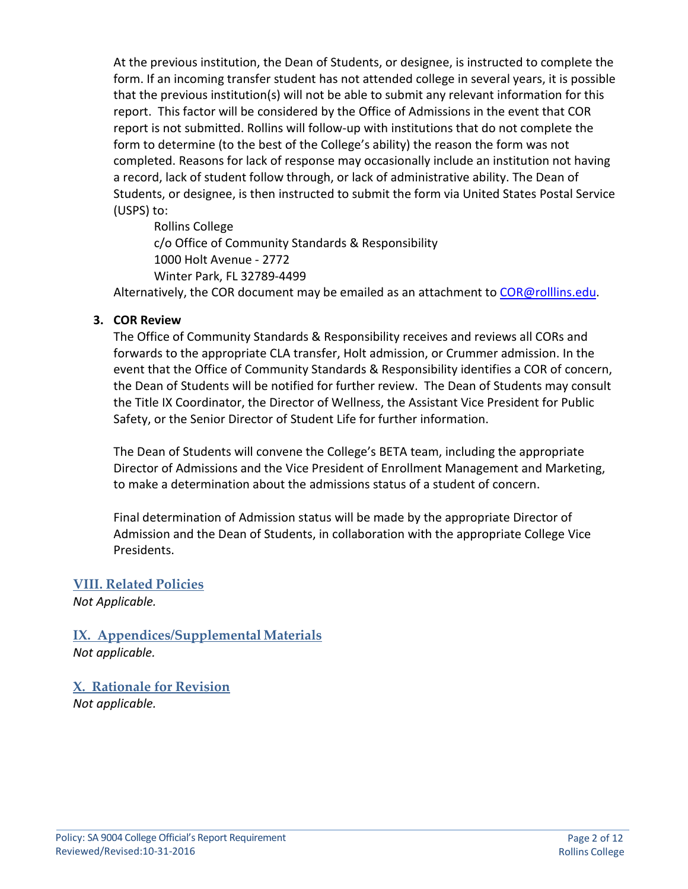At the previous institution, the Dean of Students, or designee, is instructed to complete the form. If an incoming transfer student has not attended college in several years, it is possible that the previous institution(s) will not be able to submit any relevant information for this report. This factor will be considered by the Office of Admissions in the event that COR report is not submitted. Rollins will follow-up with institutions that do not complete the form to determine (to the best of the College's ability) the reason the form was not completed. Reasons for lack of response may occasionally include an institution not having a record, lack of student follow through, or lack of administrative ability. The Dean of Students, or designee, is then instructed to submit the form via United States Postal Service (USPS) to:

Rollins College
c/o Office of Community Standards & Responsibility
1000 Holt Avenue - 2772
Winter Park, FL 32789-4499

Alternatively, the COR document may be emailed as an attachment to COR@rolllins.edu.

3. **COR Review**

The Office of Community Standards & Responsibility receives and reviews all CORs and forwards to the appropriate CLA transfer, Holt admission, or Crummer admission. In the event that the Office of Community Standards & Responsibility identifies a COR of concern, the Dean of Students will be notified for further review. The Dean of Students may consult the Title IX Coordinator, the Director of Wellness, the Assistant Vice President for Public Safety, or the Senior Director of Student Life for further information.

The Dean of Students will convene the College's BETA team, including the appropriate Director of Admissions and the Vice President of Enrollment Management and Marketing, to make a determination about the admissions status of a student of concern.

Final determination of Admission status will be made by the appropriate Director of Admission and the Dean of Students, in collaboration with the appropriate College Vice Presidents.

## VIII. Related Policies

*Not Applicable.*

## IX. Appendices/Supplemental Materials

*Not applicable.*

## X. Rationale for Revision

*Not applicable.*